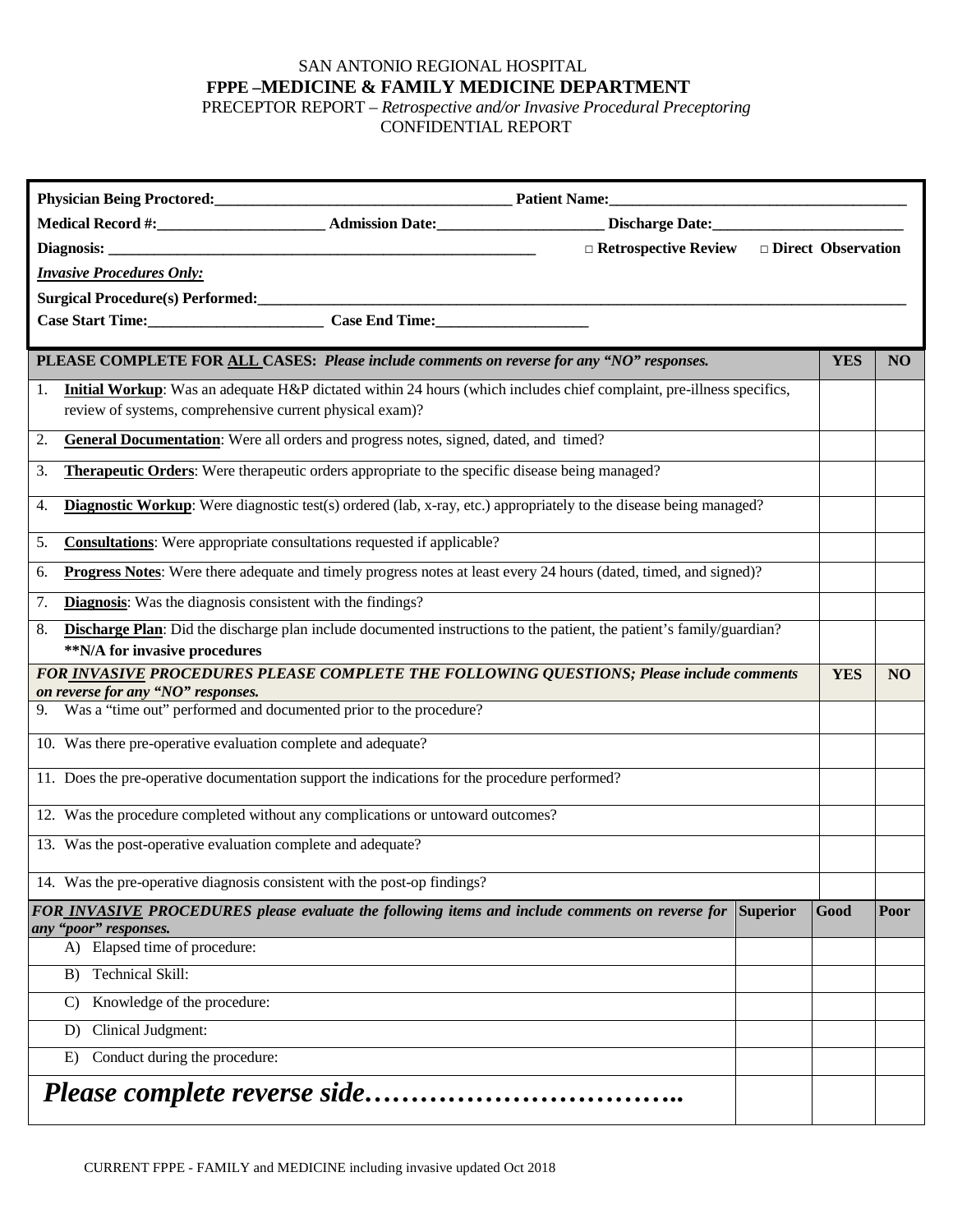SAN ANTONIO REGIONAL HOSPITAL

**FPPE –MEDICINE & FAMILY MEDICINE DEPARTMENT**

PRECEPTOR REPORT – *Retrospective and/or Invasive Procedural Preceptoring*

CONFIDENTIAL REPORT

**Physician Being Proctored:**_______________________________________ **Patient Name:**_______________________________________

**Medical Record #:**______________________ **Admission Date:**______________________ **Discharge Date:**_________________________

**Diagnosis:** _________________________________________________________ **□ Retrospective Review** **□ Direct Observation**

***Invasive Procedures Only:***

**Surgical Procedure(s) Performed:**_____________________________________________________________________________________

**Case Start Time:**_______________________ **Case End Time:**____________________

| **PLEASE COMPLETE FOR ALL CASES:** ***Please include comments on reverse for any "NO" responses.*** | **YES** | **NO** |
|---|---|---|
| 1. **Initial Workup**: Was an adequate H&P dictated within 24 hours (which includes chief complaint, pre-illness specifics, review of systems, comprehensive current physical exam)? | | |
| 2. **General Documentation**: Were all orders and progress notes, signed, dated, and timed? | | |
| 3. **Therapeutic Orders**: Were therapeutic orders appropriate to the specific disease being managed? | | |
| 4. **Diagnostic Workup**: Were diagnostic test(s) ordered (lab, x-ray, etc.) appropriately to the disease being managed? | | |
| 5. **Consultations**: Were appropriate consultations requested if applicable? | | |
| 6. **Progress Notes**: Were there adequate and timely progress notes at least every 24 hours (dated, timed, and signed)? | | |
| 7. **Diagnosis**: Was the diagnosis consistent with the findings? | | |
| 8. **Discharge Plan**: Did the discharge plan include documented instructions to the patient, the patient's family/guardian? **\*\*N/A for invasive procedures** | | |
| ***FOR INVASIVE PROCEDURES PLEASE COMPLETE THE FOLLOWING QUESTIONS; Please include comments on reverse for any "NO" responses.*** | **YES** | **NO** |
| 9. Was a "time out" performed and documented prior to the procedure? | | |
| 10. Was there pre-operative evaluation complete and adequate? | | |
| 11. Does the pre-operative documentation support the indications for the procedure performed? | | |
| 12. Was the procedure completed without any complications or untoward outcomes? | | |
| 13. Was the post-operative evaluation complete and adequate? | | |
| 14. Was the pre-operative diagnosis consistent with the post-op findings? | | |

| ***FOR INVASIVE PROCEDURES please evaluate the following items and include comments on reverse for any "poor" responses.*** | **Superior** | **Good** | **Poor** |
|---|---|---|---|
| A) Elapsed time of procedure: | | | |
| B) Technical Skill: | | | |
| C) Knowledge of the procedure: | | | |
| D) Clinical Judgment: | | | |
| E) Conduct during the procedure: | | | |
| ***Please complete reverse side……………………………..*** | | | |

CURRENT FPPE - FAMILY and MEDICINE including invasive updated Oct 2018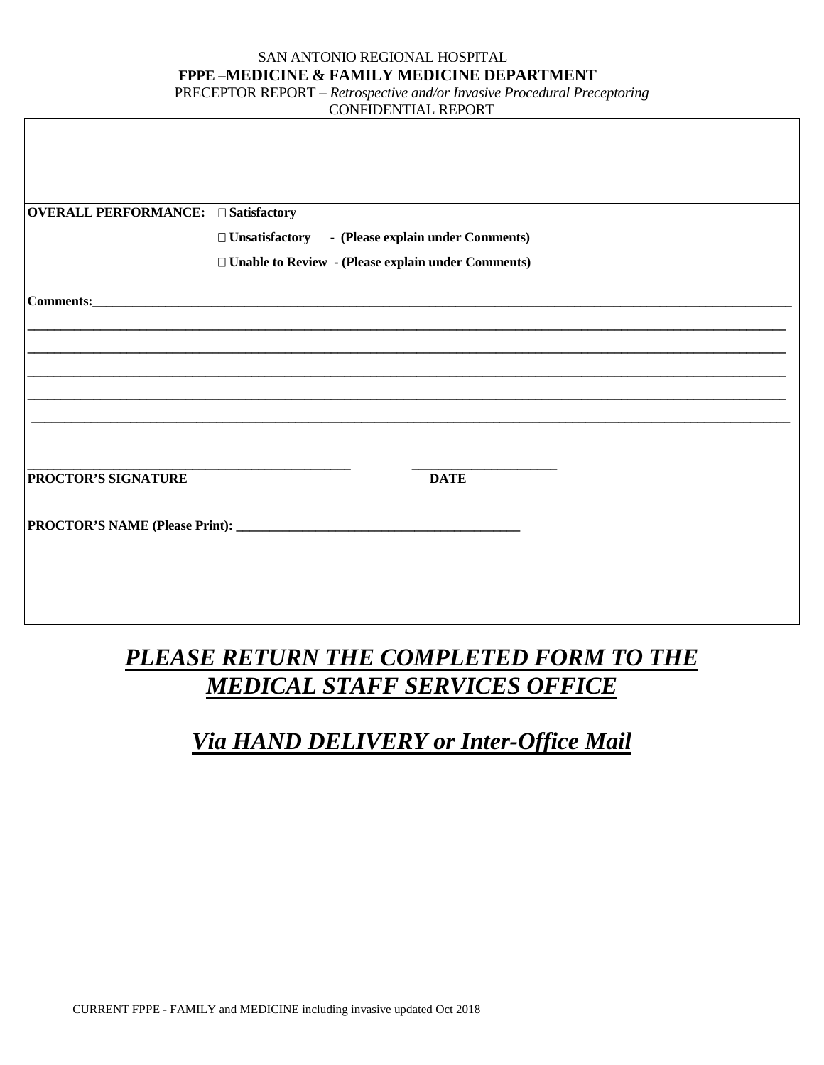SAN ANTONIO REGIONAL HOSPITAL

**FPPE –MEDICINE & FAMILY MEDICINE DEPARTMENT**

PRECEPTOR REPORT – *Retrospective and/or Invasive Procedural Preceptoring*

CONFIDENTIAL REPORT

**OVERALL PERFORMANCE:** ☐ **Satisfactory**

☐ **Unsatisfactory - (Please explain under Comments)**

☐ **Unable to Review - (Please explain under Comments)**

**Comments:**________________________________________________________________________________

________________________________________________________________________________

________________________________________________________________________________

________________________________________________________________________________

________________________________________________________________________________

________________________________________________________________________________

____________________________________________ ____________________

**PROCTOR'S SIGNATURE** **DATE**

**PROCTOR'S NAME (Please Print):** ________________________________________

***PLEASE RETURN THE COMPLETED FORM TO THE MEDICAL STAFF SERVICES OFFICE***

***Via HAND DELIVERY or Inter-Office Mail***